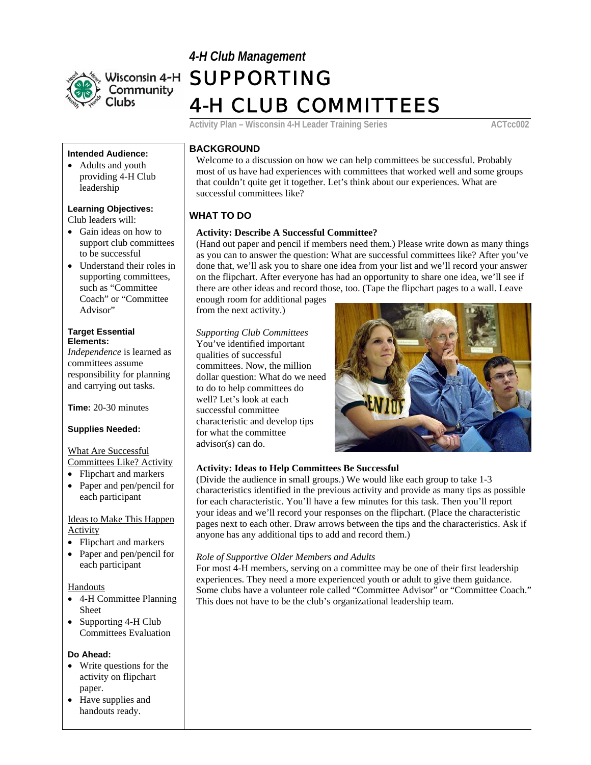Wisconsin 4-H Community Clubs

*4-H Club Management*

# SUPPORTING 4-H CLUB COMMITTEES

Activity Plan – Wisconsin 4-H Leader Training Series — ACTcc002

**Intended Audience:**

- Adults and youth providing 4-H Club leadership

**Learning Objectives:**

Club leaders will:

- Gain ideas on how to support club committees to be successful
- Understand their roles in supporting committees, such as "Committee Coach" or "Committee Advisor"

**Target Essential Elements:**

*Independence* is learned as committees assume responsibility for planning and carrying out tasks.

**Time:** 20-30 minutes

**Supplies Needed:**

What Are Successful Committees Like? Activity

- Flipchart and markers
- Paper and pen/pencil for each participant

Ideas to Make This Happen Activity

- Flipchart and markers
- Paper and pen/pencil for each participant

Handouts

- 4-H Committee Planning Sheet
- Supporting 4-H Club Committees Evaluation

**Do Ahead:**

- Write questions for the activity on flipchart paper.
- Have supplies and handouts ready.

## BACKGROUND

Welcome to a discussion on how we can help committees be successful. Probably most of us have had experiences with committees that worked well and some groups that couldn't quite get it together. Let's think about our experiences. What are successful committees like?

## WHAT TO DO

**Activity: Describe A Successful Committee?**

(Hand out paper and pencil if members need them.) Please write down as many things as you can to answer the question: What are successful committees like? After you've done that, we'll ask you to share one idea from your list and we'll record your answer on the flipchart. After everyone has had an opportunity to share one idea, we'll see if there are other ideas and record those, too. (Tape the flipchart pages to a wall. Leave enough room for additional pages from the next activity.)

*Supporting Club Committees*

You've identified important qualities of successful committees. Now, the million dollar question: What do we need to do to help committees do well? Let's look at each successful committee characteristic and develop tips for what the committee advisor(s) can do.

**Activity: Ideas to Help Committees Be Successful**

(Divide the audience in small groups.) We would like each group to take 1-3 characteristics identified in the previous activity and provide as many tips as possible for each characteristic. You'll have a few minutes for this task. Then you'll report your ideas and we'll record your responses on the flipchart. (Place the characteristic pages next to each other. Draw arrows between the tips and the characteristics. Ask if anyone has any additional tips to add and record them.)

*Role of Supportive Older Members and Adults*

For most 4-H members, serving on a committee may be one of their first leadership experiences. They need a more experienced youth or adult to give them guidance. Some clubs have a volunteer role called "Committee Advisor" or "Committee Coach." This does not have to be the club's organizational leadership team.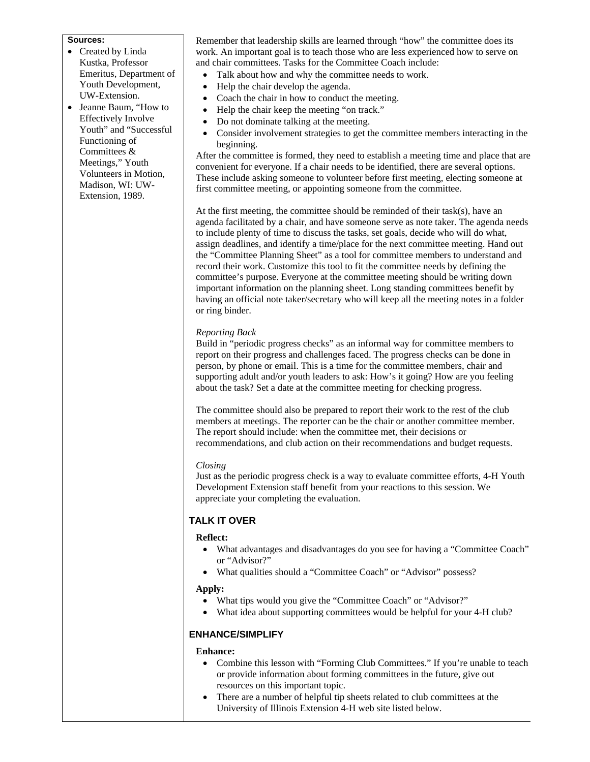**Sources:**

- Created by Linda Kustka, Professor Emeritus, Department of Youth Development, UW-Extension.
- Jeanne Baum, "How to Effectively Involve Youth" and "Successful Functioning of Committees & Meetings," Youth Volunteers in Motion, Madison, WI: UW-Extension, 1989.

Remember that leadership skills are learned through "how" the committee does its work. An important goal is to teach those who are less experienced how to serve on and chair committees. Tasks for the Committee Coach include:

- Talk about how and why the committee needs to work.
- Help the chair develop the agenda.
- Coach the chair in how to conduct the meeting.
- Help the chair keep the meeting "on track."
- Do not dominate talking at the meeting.
- Consider involvement strategies to get the committee members interacting in the beginning.

After the committee is formed, they need to establish a meeting time and place that are convenient for everyone. If a chair needs to be identified, there are several options. These include asking someone to volunteer before first meeting, electing someone at first committee meeting, or appointing someone from the committee.

At the first meeting, the committee should be reminded of their task(s), have an agenda facilitated by a chair, and have someone serve as note taker. The agenda needs to include plenty of time to discuss the tasks, set goals, decide who will do what, assign deadlines, and identify a time/place for the next committee meeting. Hand out the "Committee Planning Sheet" as a tool for committee members to understand and record their work. Customize this tool to fit the committee needs by defining the committee's purpose. Everyone at the committee meeting should be writing down important information on the planning sheet. Long standing committees benefit by having an official note taker/secretary who will keep all the meeting notes in a folder or ring binder.

*Reporting Back*

Build in "periodic progress checks" as an informal way for committee members to report on their progress and challenges faced. The progress checks can be done in person, by phone or email. This is a time for the committee members, chair and supporting adult and/or youth leaders to ask: How's it going? How are you feeling about the task? Set a date at the committee meeting for checking progress.

The committee should also be prepared to report their work to the rest of the club members at meetings. The reporter can be the chair or another committee member. The report should include: when the committee met, their decisions or recommendations, and club action on their recommendations and budget requests.

*Closing*

Just as the periodic progress check is a way to evaluate committee efforts, 4-H Youth Development Extension staff benefit from your reactions to this session. We appreciate your completing the evaluation.

## TALK IT OVER

**Reflect:**

- What advantages and disadvantages do you see for having a "Committee Coach" or "Advisor?"
- What qualities should a "Committee Coach" or "Advisor" possess?

**Apply:**

- What tips would you give the "Committee Coach" or "Advisor?"
- What idea about supporting committees would be helpful for your 4-H club?

## ENHANCE/SIMPLIFY

**Enhance:**

- Combine this lesson with "Forming Club Committees." If you're unable to teach or provide information about forming committees in the future, give out resources on this important topic.
- There are a number of helpful tip sheets related to club committees at the University of Illinois Extension 4-H web site listed below.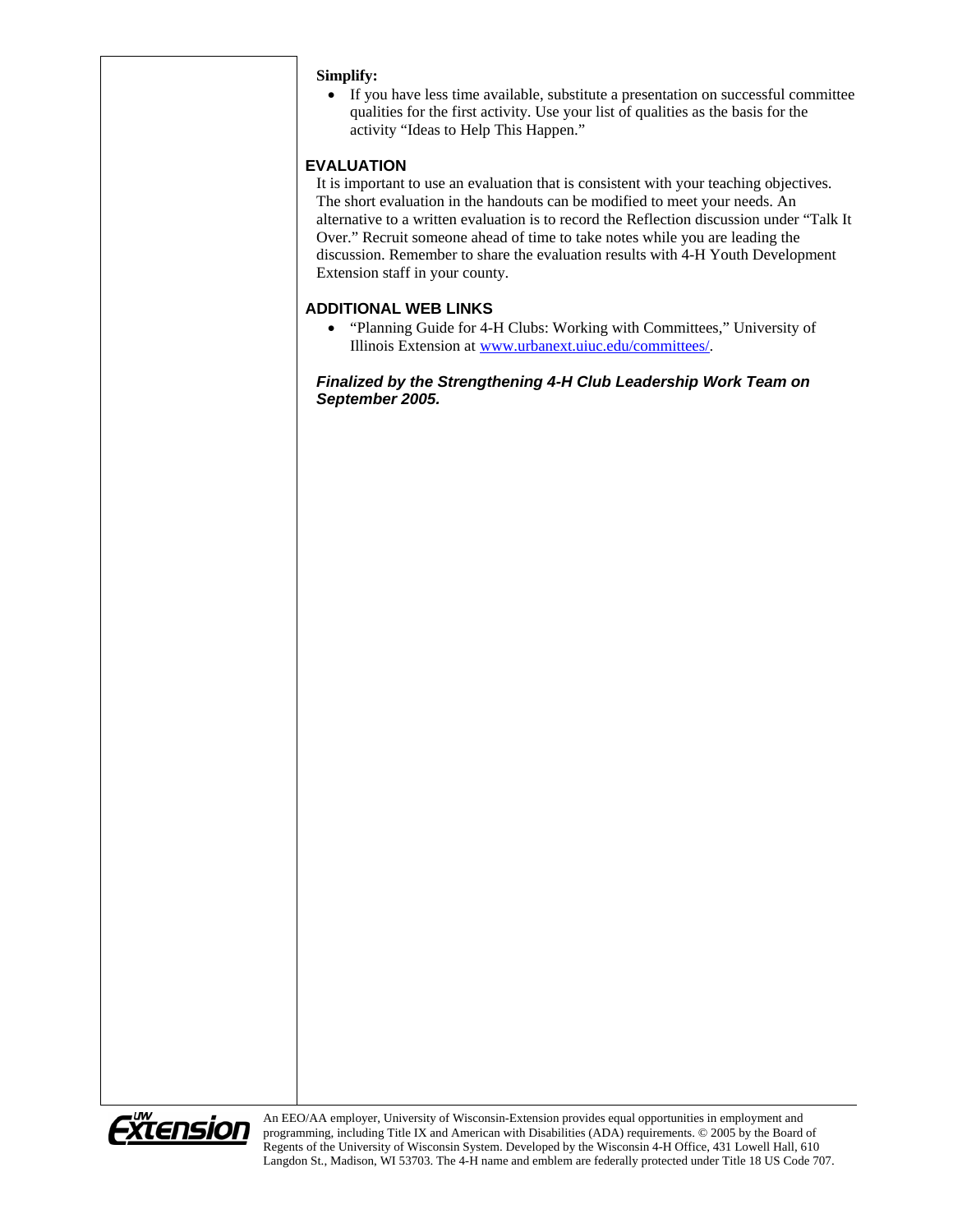**Simplify:**

- If you have less time available, substitute a presentation on successful committee qualities for the first activity. Use your list of qualities as the basis for the activity “Ideas to Help This Happen.”

## EVALUATION

It is important to use an evaluation that is consistent with your teaching objectives. The short evaluation in the handouts can be modified to meet your needs. An alternative to a written evaluation is to record the Reflection discussion under “Talk It Over.” Recruit someone ahead of time to take notes while you are leading the discussion. Remember to share the evaluation results with 4-H Youth Development Extension staff in your county.

## ADDITIONAL WEB LINKS

- “Planning Guide for 4-H Clubs: Working with Committees,” University of Illinois Extension at www.urbanext.uiuc.edu/committees/.

***Finalized by the Strengthening 4-H Club Leadership Work Team on September 2005.***

An EEO/AA employer, University of Wisconsin-Extension provides equal opportunities in employment and programming, including Title IX and American with Disabilities (ADA) requirements. © 2005 by the Board of Regents of the University of Wisconsin System. Developed by the Wisconsin 4-H Office, 431 Lowell Hall, 610 Langdon St., Madison, WI 53703. The 4-H name and emblem are federally protected under Title 18 US Code 707.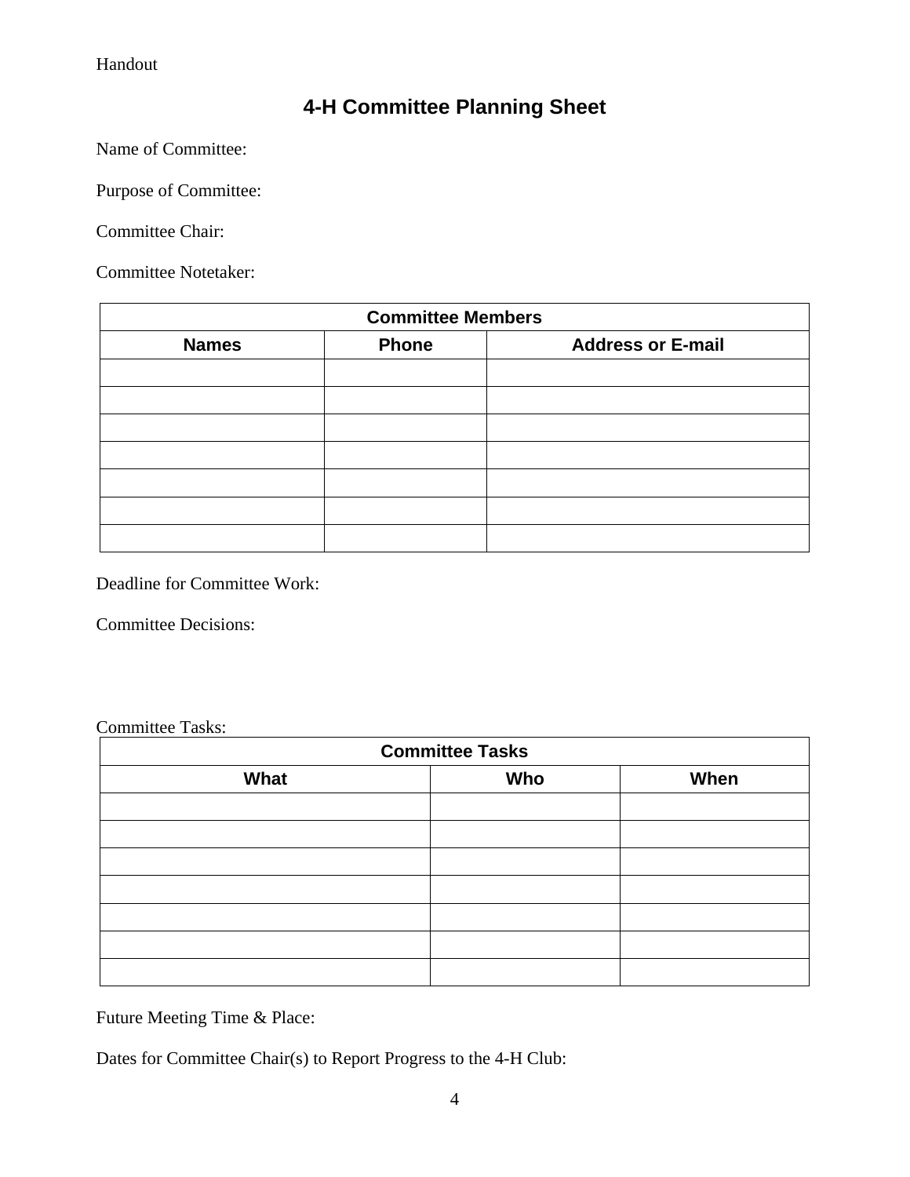Handout

# 4-H Committee Planning Sheet

Name of Committee:

Purpose of Committee:

Committee Chair:

Committee Notetaker:

| Committee Members | | |
|---|---|---|
| **Names** | **Phone** | **Address or E-mail** |
| | | |
| | | |
| | | |
| | | |
| | | |
| | | |
| | | |

Deadline for Committee Work:

Committee Decisions:

Committee Tasks:

| Committee Tasks | | |
|---|---|---|
| **What** | **Who** | **When** |
| | | |
| | | |
| | | |
| | | |
| | | |
| | | |
| | | |

Future Meeting Time & Place:

Dates for Committee Chair(s) to Report Progress to the 4-H Club: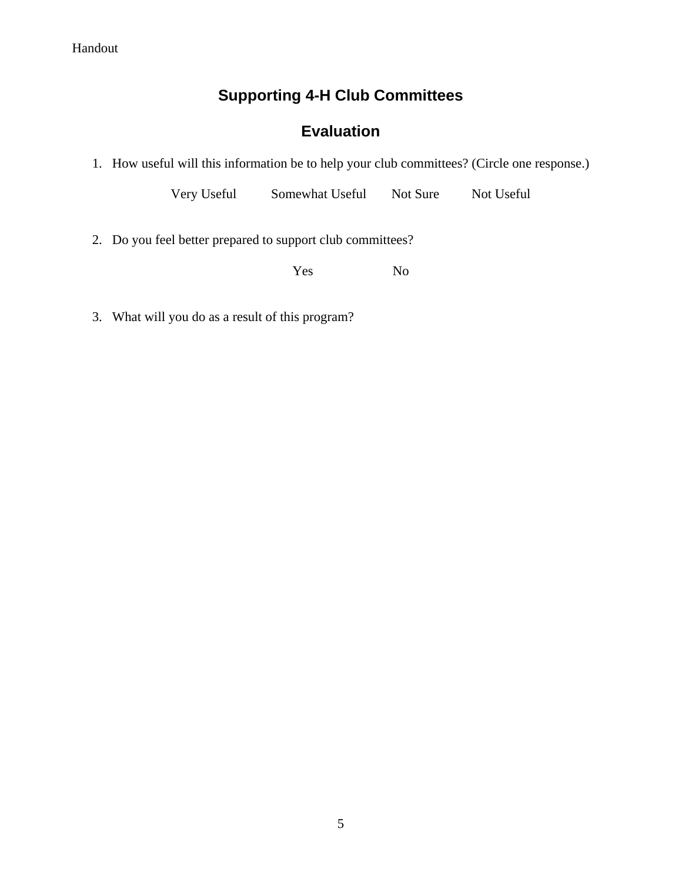Handout

# Supporting 4-H Club Committees

## Evaluation

1. How useful will this information be to help your club committees? (Circle one response.)

   Very Useful    Somewhat Useful    Not Sure    Not Useful

2. Do you feel better prepared to support club committees?

   Yes    No

3. What will you do as a result of this program?